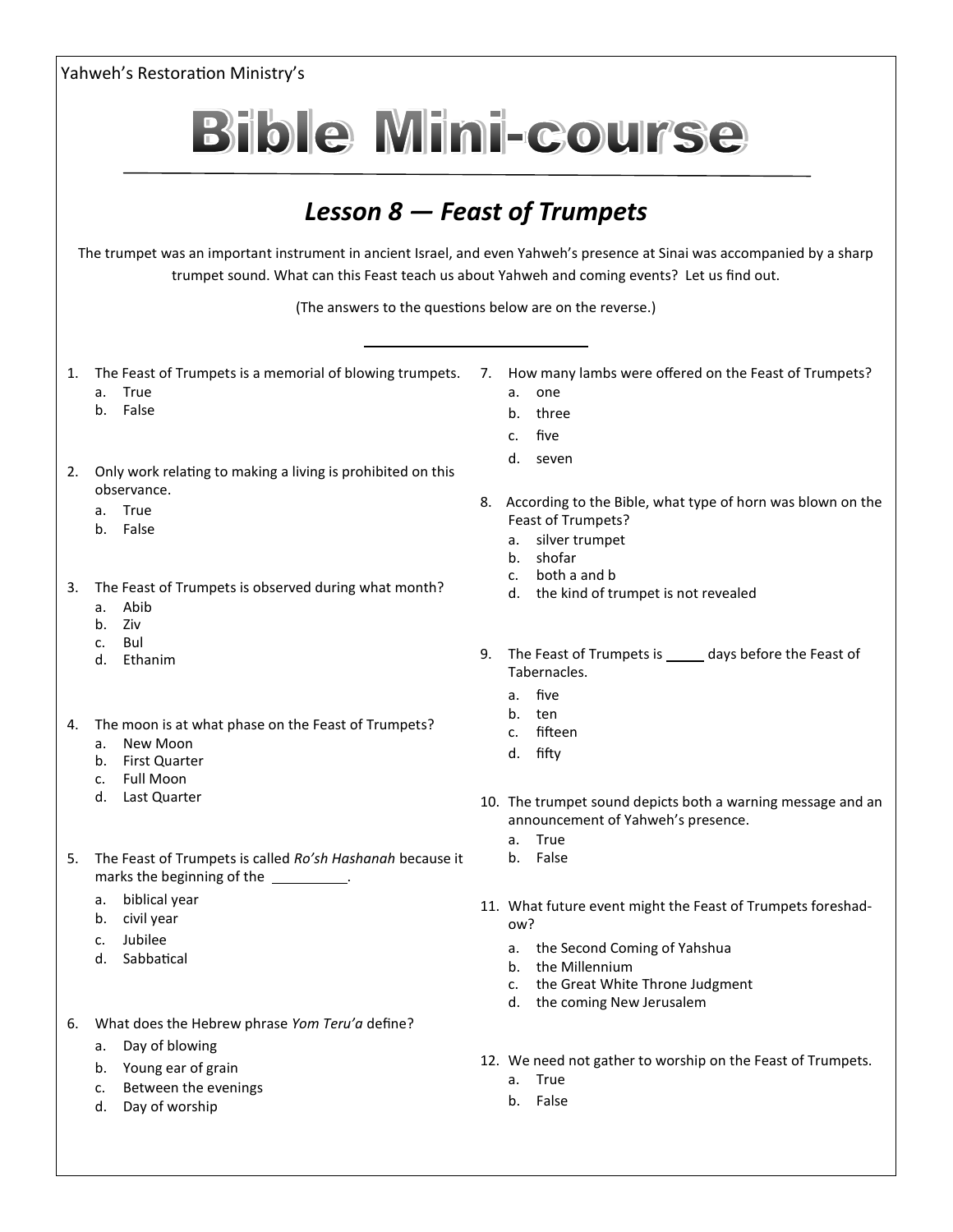Yahweh's Restoration Ministry's

# Bible Mini-course

## *Lesson 8 — Feast of Trumpets*

The trumpet was an important instrument in ancient Israel, and even Yahweh's presence at Sinai was accompanied by a sharp trumpet sound. What can this Feast teach us about Yahweh and coming events? Let us find out.

(The answers to the questions below are on the reverse.)

---

1. The Feast of Trumpets is a memorial of blowing trumpets.
   a. True
   b. False

2. Only work relating to making a living is prohibited on this observance.
   a. True
   b. False

3. The Feast of Trumpets is observed during what month?
   a. Abib
   b. Ziv
   c. Bul
   d. Ethanim

4. The moon is at what phase on the Feast of Trumpets?
   a. New Moon
   b. First Quarter
   c. Full Moon
   d. Last Quarter

5. The Feast of Trumpets is called *Ro'sh Hashanah* because it marks the beginning of the __________.
   a. biblical year
   b. civil year
   c. Jubilee
   d. Sabbatical

6. What does the Hebrew phrase *Yom Teru'a* define?
   a. Day of blowing
   b. Young ear of grain
   c. Between the evenings
   d. Day of worship

7. How many lambs were offered on the Feast of Trumpets?
   a. one
   b. three
   c. five
   d. seven

8. According to the Bible, what type of horn was blown on the Feast of Trumpets?
   a. silver trumpet
   b. shofar
   c. both a and b
   d. the kind of trumpet is not revealed

9. The Feast of Trumpets is _____ days before the Feast of Tabernacles.
   a. five
   b. ten
   c. fifteen
   d. fifty

10. The trumpet sound depicts both a warning message and an announcement of Yahweh's presence.
    a. True
    b. False

11. What future event might the Feast of Trumpets foreshadow?
    a. the Second Coming of Yahshua
    b. the Millennium
    c. the Great White Throne Judgment
    d. the coming New Jerusalem

12. We need not gather to worship on the Feast of Trumpets.
    a. True
    b. False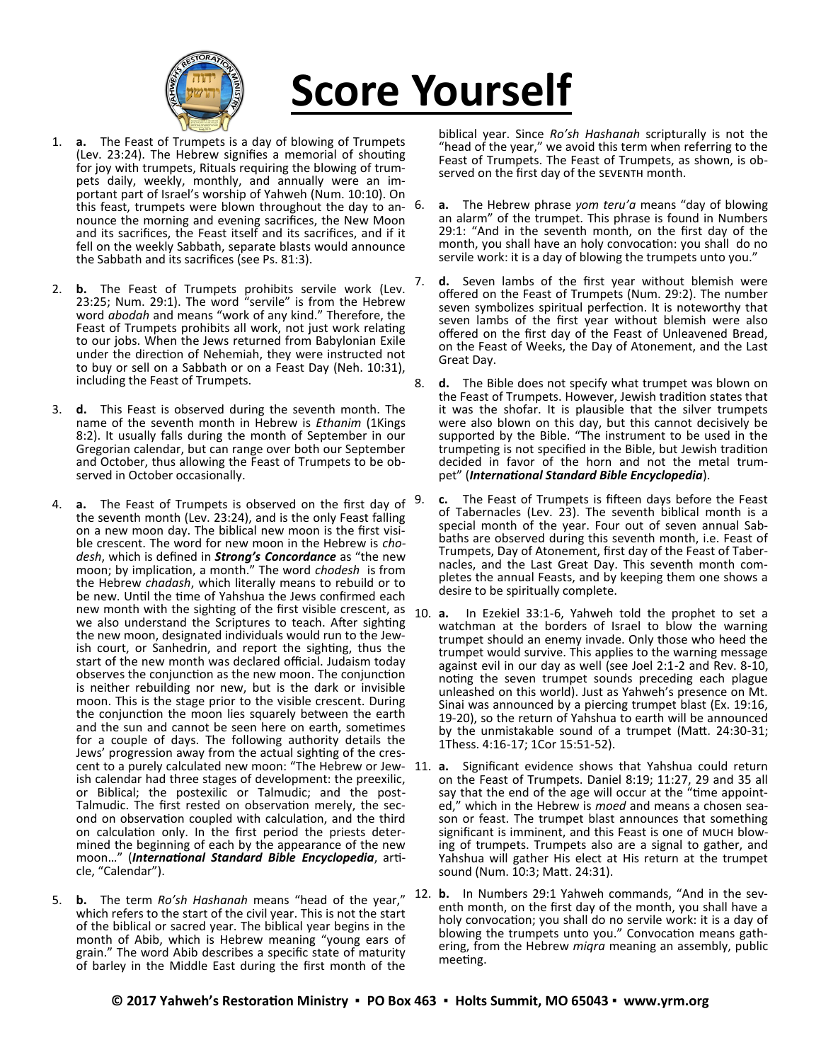# Score Yourself

1. **a.** The Feast of Trumpets is a day of blowing of Trumpets (Lev. 23:24). The Hebrew signifies a memorial of shouting for joy with trumpets, Rituals requiring the blowing of trumpets daily, weekly, monthly, and annually were an important part of Israel's worship of Yahweh (Num. 10:10). On this feast, trumpets were blown throughout the day to announce the morning and evening sacrifices, the New Moon and its sacrifices, the Feast itself and its sacrifices, and if it fell on the weekly Sabbath, separate blasts would announce the Sabbath and its sacrifices (see Ps. 81:3).

2. **b.** The Feast of Trumpets prohibits servile work (Lev. 23:25; Num. 29:1). The word "servile" is from the Hebrew word *abodah* and means "work of any kind." Therefore, the Feast of Trumpets prohibits all work, not just work relating to our jobs. When the Jews returned from Babylonian Exile under the direction of Nehemiah, they were instructed not to buy or sell on a Sabbath or on a Feast Day (Neh. 10:31), including the Feast of Trumpets.

3. **d.** This Feast is observed during the seventh month. The name of the seventh month in Hebrew is *Ethanim* (1Kings 8:2). It usually falls during the month of September in our Gregorian calendar, but can range over both our September and October, thus allowing the Feast of Trumpets to be observed in October occasionally.

4. **a.** The Feast of Trumpets is observed on the first day of the seventh month (Lev. 23:24), and is the only Feast falling on a new moon day. The biblical new moon is the first visible crescent. The word for new moon in the Hebrew is *chodesh*, which is defined in ***Strong's Concordance*** as "the new moon; by implication, a month." The word *chodesh* is from the Hebrew *chadash*, which literally means to rebuild or to be new. Until the time of Yahshua the Jews confirmed each new month with the sighting of the first visible crescent, as we also understand the Scriptures to teach. After sighting the new moon, designated individuals would run to the Jewish court, or Sanhedrin, and report the sighting, thus the start of the new month was declared official. Judaism today observes the conjunction as the new moon. The conjunction is neither rebuilding nor new, but is the dark or invisible moon. This is the stage prior to the visible crescent. During the conjunction the moon lies squarely between the earth and the sun and cannot be seen here on earth, sometimes for a couple of days. The following authority details the Jews' progression away from the actual sighting of the crescent to a purely calculated new moon: "The Hebrew or Jewish calendar had three stages of development: the preexilic, or Biblical; the postexilic or Talmudic; and the post-Talmudic. The first rested on observation merely, the second on observation coupled with calculation, and the third on calculation only. In the first period the priests determined the beginning of each by the appearance of the new moon…" (***International Standard Bible Encyclopedia***, article, "Calendar").

5. **b.** The term *Ro'sh Hashanah* means "head of the year," which refers to the start of the civil year. This is not the start of the biblical or sacred year. The biblical year begins in the month of Abib, which is Hebrew meaning "young ears of grain." The word Abib describes a specific state of maturity of barley in the Middle East during the first month of the biblical year. Since *Ro'sh Hashanah* scripturally is not the "head of the year," we avoid this term when referring to the Feast of Trumpets. The Feast of Trumpets, as shown, is observed on the first day of the SEVENTH month.

6. **a.** The Hebrew phrase *yom teru'a* means "day of blowing an alarm" of the trumpet. This phrase is found in Numbers 29:1: "And in the seventh month, on the first day of the month, you shall have an holy convocation: you shall do no servile work: it is a day of blowing the trumpets unto you."

7. **d.** Seven lambs of the first year without blemish were offered on the Feast of Trumpets (Num. 29:2). The number seven symbolizes spiritual perfection. It is noteworthy that seven lambs of the first year without blemish were also offered on the first day of the Feast of Unleavened Bread, on the Feast of Weeks, the Day of Atonement, and the Last Great Day.

8. **d.** The Bible does not specify what trumpet was blown on the Feast of Trumpets. However, Jewish tradition states that it was the shofar. It is plausible that the silver trumpets were also blown on this day, but this cannot decisively be supported by the Bible. "The instrument to be used in the trumpeting is not specified in the Bible, but Jewish tradition decided in favor of the horn and not the metal trumpet" (***International Standard Bible Encyclopedia***).

9. **c.** The Feast of Trumpets is fifteen days before the Feast of Tabernacles (Lev. 23). The seventh biblical month is a special month of the year. Four out of seven annual Sabbaths are observed during this seventh month, i.e. Feast of Trumpets, Day of Atonement, first day of the Feast of Tabernacles, and the Last Great Day. This seventh month completes the annual Feasts, and by keeping them one shows a desire to be spiritually complete.

10. **a.** In Ezekiel 33:1-6, Yahweh told the prophet to set a watchman at the borders of Israel to blow the warning trumpet should an enemy invade. Only those who heed the trumpet would survive. This applies to the warning message against evil in our day as well (see Joel 2:1-2 and Rev. 8-10, noting the seven trumpet sounds preceding each plague unleashed on this world). Just as Yahweh's presence on Mt. Sinai was announced by a piercing trumpet blast (Ex. 19:16, 19-20), so the return of Yahshua to earth will be announced by the unmistakable sound of a trumpet (Matt. 24:30-31; 1Thess. 4:16-17; 1Cor 15:51-52).

11. **a.** Significant evidence shows that Yahshua could return on the Feast of Trumpets. Daniel 8:19; 11:27, 29 and 35 all say that the end of the age will occur at the "time appointed," which in the Hebrew is *moed* and means a chosen season or feast. The trumpet blast announces that something significant is imminent, and this Feast is one of MUCH blowing of trumpets. Trumpets also are a signal to gather, and Yahshua will gather His elect at His return at the trumpet sound (Num. 10:3; Matt. 24:31).

12. **b.** In Numbers 29:1 Yahweh commands, "And in the seventh month, on the first day of the month, you shall have a holy convocation; you shall do no servile work: it is a day of blowing the trumpets unto you." Convocation means gathering, from the Hebrew *miqra* meaning an assembly, public meeting.

**© 2017 Yahweh's Restoration Ministry ▪ PO Box 463 ▪ Holts Summit, MO 65043 ▪ www.yrm.org**